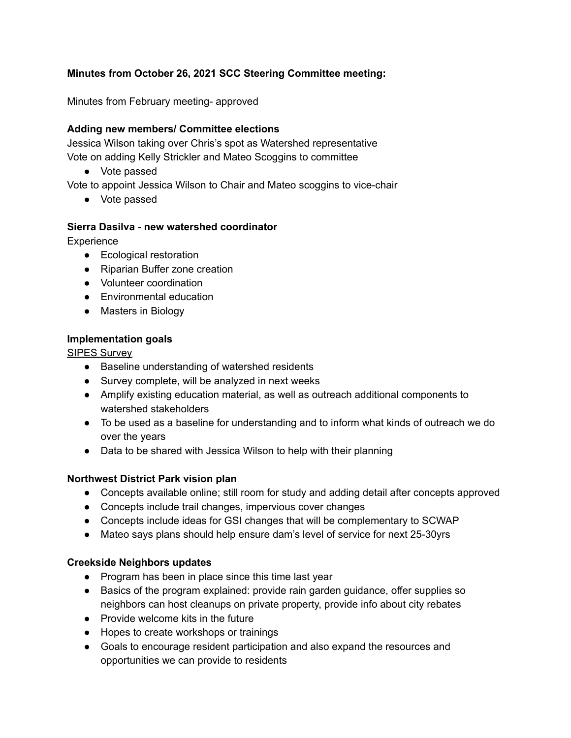**Minutes from October 26, 2021 SCC Steering Committee meeting:**

Minutes from February meeting- approved

**Adding new members/ Committee elections**

Jessica Wilson taking over Chris's spot as Watershed representative
Vote on adding Kelly Strickler and Mateo Scoggins to committee

- Vote passed

Vote to appoint Jessica Wilson to Chair and Mateo scoggins to vice-chair

- Vote passed

**Sierra Dasilva - new watershed coordinator**

Experience

- Ecological restoration
- Riparian Buffer zone creation
- Volunteer coordination
- Environmental education
- Masters in Biology

**Implementation goals**

<u>SIPES Survey</u>

- Baseline understanding of watershed residents
- Survey complete, will be analyzed in next weeks
- Amplify existing education material, as well as outreach additional components to watershed stakeholders
- To be used as a baseline for understanding and to inform what kinds of outreach we do over the years
- Data to be shared with Jessica Wilson to help with their planning

**Northwest District Park vision plan**

- Concepts available online; still room for study and adding detail after concepts approved
- Concepts include trail changes, impervious cover changes
- Concepts include ideas for GSI changes that will be complementary to SCWAP
- Mateo says plans should help ensure dam's level of service for next 25-30yrs

**Creekside Neighbors updates**

- Program has been in place since this time last year
- Basics of the program explained: provide rain garden guidance, offer supplies so neighbors can host cleanups on private property, provide info about city rebates
- Provide welcome kits in the future
- Hopes to create workshops or trainings
- Goals to encourage resident participation and also expand the resources and opportunities we can provide to residents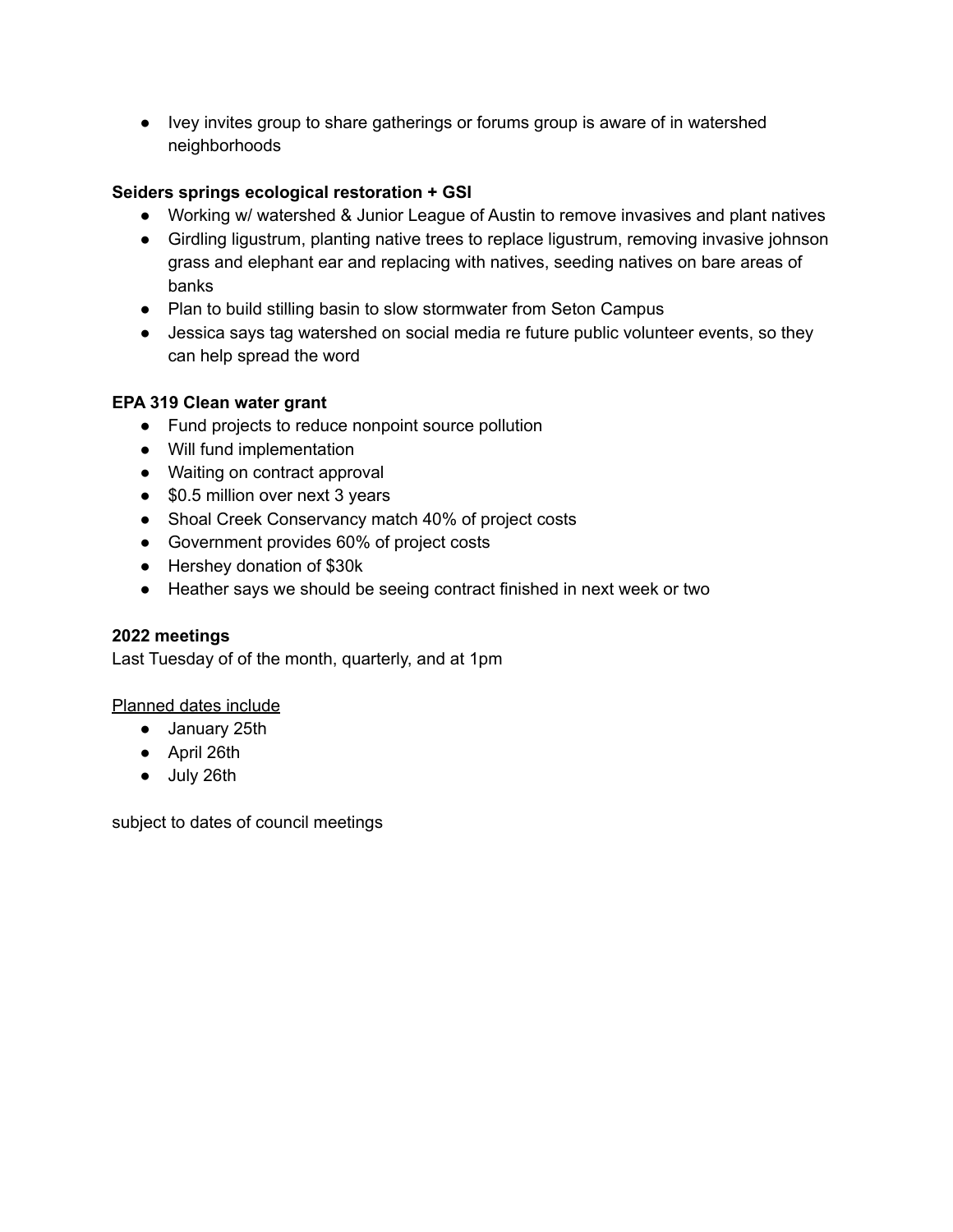- Ivey invites group to share gatherings or forums group is aware of in watershed neighborhoods

**Seiders springs ecological restoration + GSI**

- Working w/ watershed & Junior League of Austin to remove invasives and plant natives
- Girdling ligustrum, planting native trees to replace ligustrum, removing invasive johnson grass and elephant ear and replacing with natives, seeding natives on bare areas of banks
- Plan to build stilling basin to slow stormwater from Seton Campus
- Jessica says tag watershed on social media re future public volunteer events, so they can help spread the word

**EPA 319 Clean water grant**

- Fund projects to reduce nonpoint source pollution
- Will fund implementation
- Waiting on contract approval
- $0.5 million over next 3 years
- Shoal Creek Conservancy match 40% of project costs
- Government provides 60% of project costs
- Hershey donation of $30k
- Heather says we should be seeing contract finished in next week or two

**2022 meetings**

Last Tuesday of of the month, quarterly, and at 1pm

<u>Planned dates include</u>

- January 25th
- April 26th
- July 26th

subject to dates of council meetings